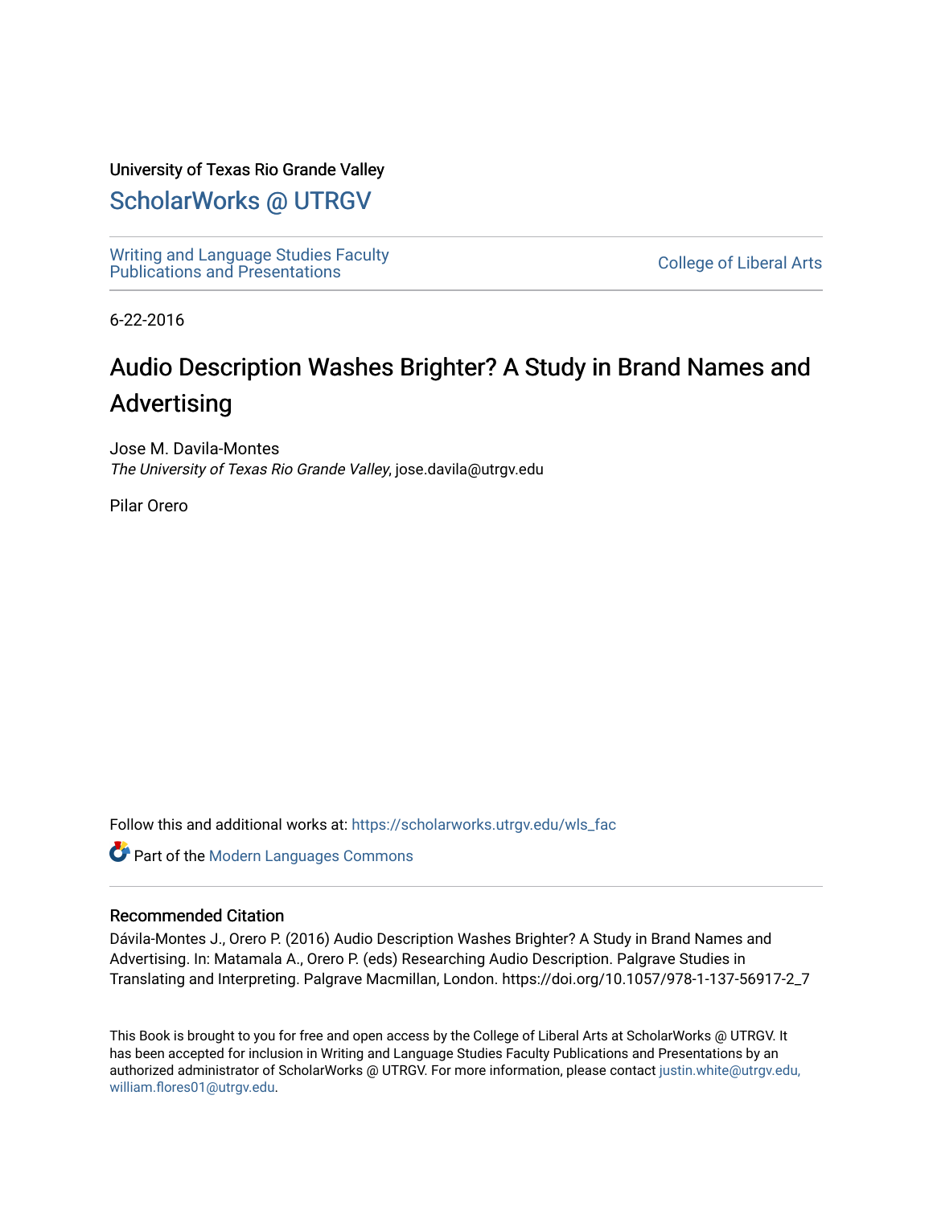University of Texas Rio Grande Valley

# ScholarWorks @ UTRGV

Writing and Language Studies Faculty Publications and Presentations

College of Liberal Arts

6-22-2016

# Audio Description Washes Brighter? A Study in Brand Names and Advertising

Jose M. Davila-Montes
*The University of Texas Rio Grande Valley*, jose.davila@utrgv.edu

Pilar Orero

Follow this and additional works at: https://scholarworks.utrgv.edu/wls_fac

Part of the Modern Languages Commons

## Recommended Citation

Dávila-Montes J., Orero P. (2016) Audio Description Washes Brighter? A Study in Brand Names and Advertising. In: Matamala A., Orero P. (eds) Researching Audio Description. Palgrave Studies in Translating and Interpreting. Palgrave Macmillan, London. https://doi.org/10.1057/978-1-137-56917-2_7

This Book is brought to you for free and open access by the College of Liberal Arts at ScholarWorks @ UTRGV. It has been accepted for inclusion in Writing and Language Studies Faculty Publications and Presentations by an authorized administrator of ScholarWorks @ UTRGV. For more information, please contact justin.white@utrgv.edu, william.flores01@utrgv.edu.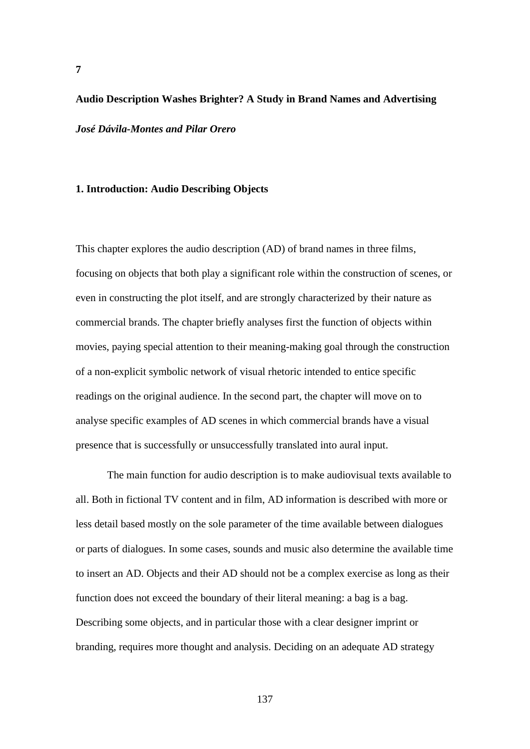**7**

# Audio Description Washes Brighter? A Study in Brand Names and Advertising

***José Dávila-Montes and Pilar Orero***

## 1. Introduction: Audio Describing Objects

This chapter explores the audio description (AD) of brand names in three films, focusing on objects that both play a significant role within the construction of scenes, or even in constructing the plot itself, and are strongly characterized by their nature as commercial brands. The chapter briefly analyses first the function of objects within movies, paying special attention to their meaning-making goal through the construction of a non-explicit symbolic network of visual rhetoric intended to entice specific readings on the original audience. In the second part, the chapter will move on to analyse specific examples of AD scenes in which commercial brands have a visual presence that is successfully or unsuccessfully translated into aural input.

The main function for audio description is to make audiovisual texts available to all. Both in fictional TV content and in film, AD information is described with more or less detail based mostly on the sole parameter of the time available between dialogues or parts of dialogues. In some cases, sounds and music also determine the available time to insert an AD. Objects and their AD should not be a complex exercise as long as their function does not exceed the boundary of their literal meaning: a bag is a bag. Describing some objects, and in particular those with a clear designer imprint or branding, requires more thought and analysis. Deciding on an adequate AD strategy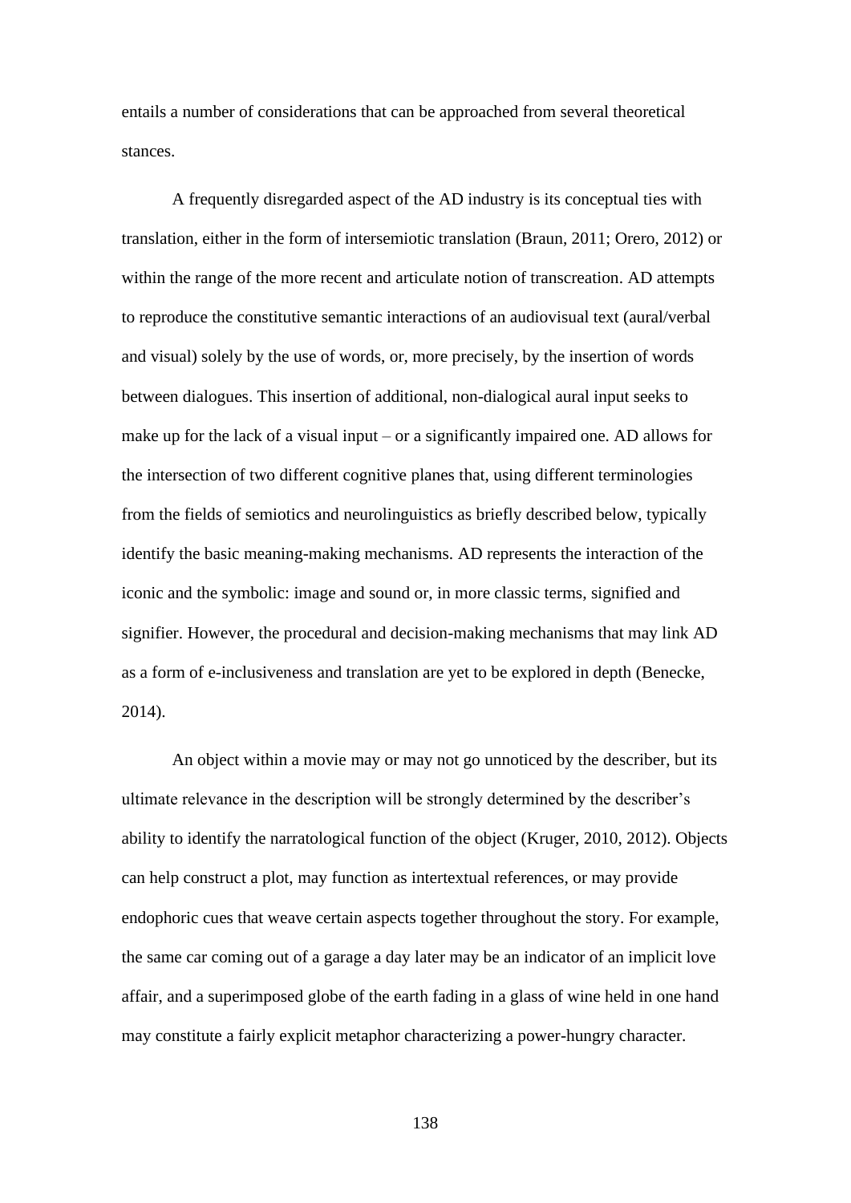entails a number of considerations that can be approached from several theoretical stances.

A frequently disregarded aspect of the AD industry is its conceptual ties with translation, either in the form of intersemiotic translation (Braun, 2011; Orero, 2012) or within the range of the more recent and articulate notion of transcreation. AD attempts to reproduce the constitutive semantic interactions of an audiovisual text (aural/verbal and visual) solely by the use of words, or, more precisely, by the insertion of words between dialogues. This insertion of additional, non-dialogical aural input seeks to make up for the lack of a visual input – or a significantly impaired one. AD allows for the intersection of two different cognitive planes that, using different terminologies from the fields of semiotics and neurolinguistics as briefly described below, typically identify the basic meaning-making mechanisms. AD represents the interaction of the iconic and the symbolic: image and sound or, in more classic terms, signified and signifier. However, the procedural and decision-making mechanisms that may link AD as a form of e-inclusiveness and translation are yet to be explored in depth (Benecke, 2014).

An object within a movie may or may not go unnoticed by the describer, but its ultimate relevance in the description will be strongly determined by the describer's ability to identify the narratological function of the object (Kruger, 2010, 2012). Objects can help construct a plot, may function as intertextual references, or may provide endophoric cues that weave certain aspects together throughout the story. For example, the same car coming out of a garage a day later may be an indicator of an implicit love affair, and a superimposed globe of the earth fading in a glass of wine held in one hand may constitute a fairly explicit metaphor characterizing a power-hungry character.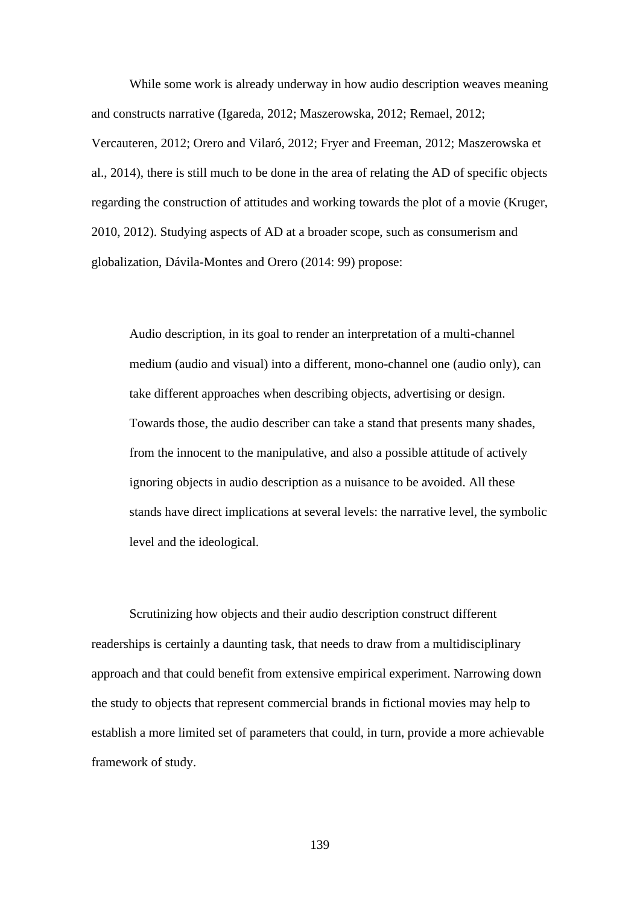While some work is already underway in how audio description weaves meaning and constructs narrative (Igareda, 2012; Maszerowska, 2012; Remael, 2012; Vercauteren, 2012; Orero and Vilaró, 2012; Fryer and Freeman, 2012; Maszerowska et al., 2014), there is still much to be done in the area of relating the AD of specific objects regarding the construction of attitudes and working towards the plot of a movie (Kruger, 2010, 2012). Studying aspects of AD at a broader scope, such as consumerism and globalization, Dávila-Montes and Orero (2014: 99) propose:

> Audio description, in its goal to render an interpretation of a multi-channel medium (audio and visual) into a different, mono-channel one (audio only), can take different approaches when describing objects, advertising or design. Towards those, the audio describer can take a stand that presents many shades, from the innocent to the manipulative, and also a possible attitude of actively ignoring objects in audio description as a nuisance to be avoided. All these stands have direct implications at several levels: the narrative level, the symbolic level and the ideological.

Scrutinizing how objects and their audio description construct different readerships is certainly a daunting task, that needs to draw from a multidisciplinary approach and that could benefit from extensive empirical experiment. Narrowing down the study to objects that represent commercial brands in fictional movies may help to establish a more limited set of parameters that could, in turn, provide a more achievable framework of study.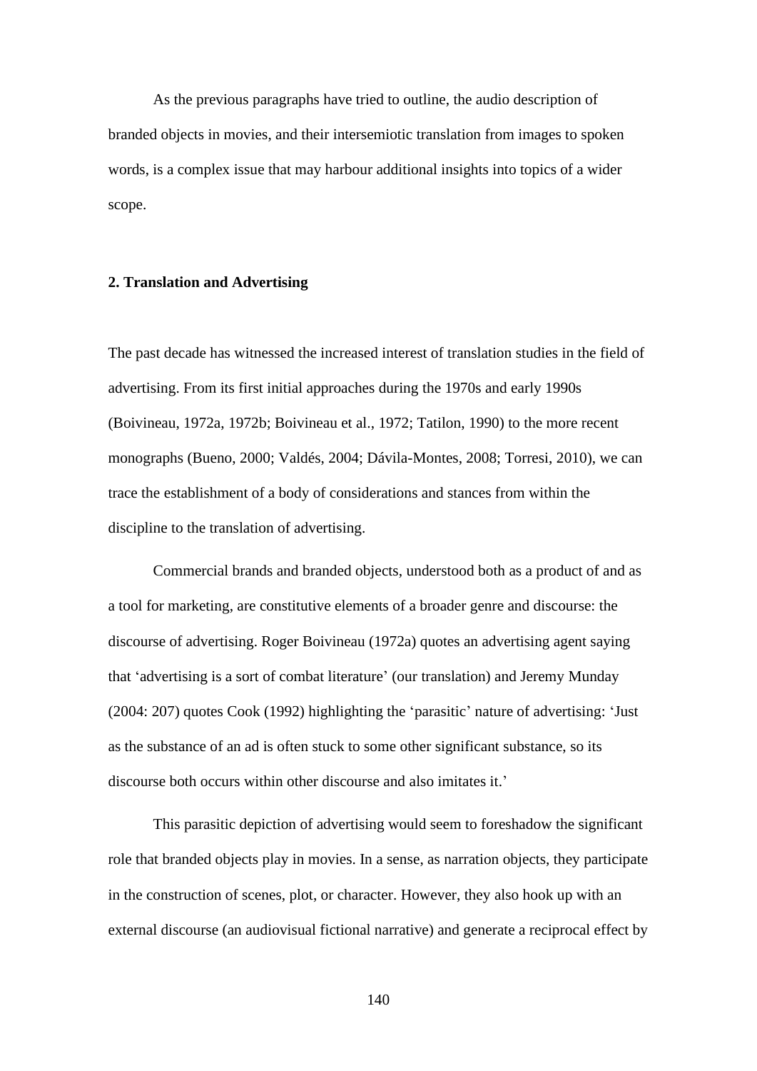As the previous paragraphs have tried to outline, the audio description of branded objects in movies, and their intersemiotic translation from images to spoken words, is a complex issue that may harbour additional insights into topics of a wider scope.

## 2. Translation and Advertising

The past decade has witnessed the increased interest of translation studies in the field of advertising. From its first initial approaches during the 1970s and early 1990s (Boivineau, 1972a, 1972b; Boivineau et al., 1972; Tatilon, 1990) to the more recent monographs (Bueno, 2000; Valdés, 2004; Dávila-Montes, 2008; Torresi, 2010), we can trace the establishment of a body of considerations and stances from within the discipline to the translation of advertising.

Commercial brands and branded objects, understood both as a product of and as a tool for marketing, are constitutive elements of a broader genre and discourse: the discourse of advertising. Roger Boivineau (1972a) quotes an advertising agent saying that 'advertising is a sort of combat literature' (our translation) and Jeremy Munday (2004: 207) quotes Cook (1992) highlighting the 'parasitic' nature of advertising: 'Just as the substance of an ad is often stuck to some other significant substance, so its discourse both occurs within other discourse and also imitates it.'

This parasitic depiction of advertising would seem to foreshadow the significant role that branded objects play in movies. In a sense, as narration objects, they participate in the construction of scenes, plot, or character. However, they also hook up with an external discourse (an audiovisual fictional narrative) and generate a reciprocal effect by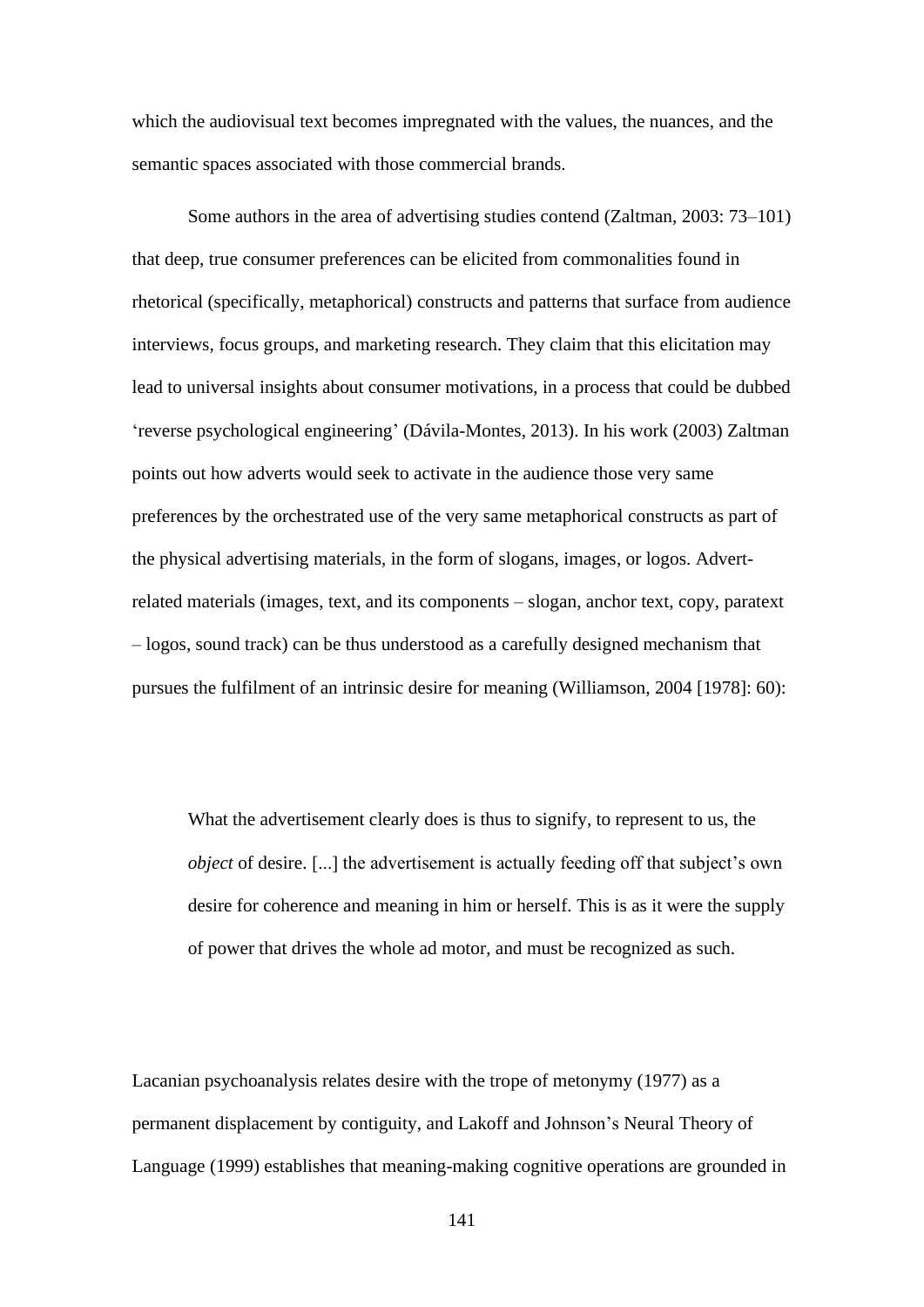which the audiovisual text becomes impregnated with the values, the nuances, and the semantic spaces associated with those commercial brands.

Some authors in the area of advertising studies contend (Zaltman, 2003: 73–101) that deep, true consumer preferences can be elicited from commonalities found in rhetorical (specifically, metaphorical) constructs and patterns that surface from audience interviews, focus groups, and marketing research. They claim that this elicitation may lead to universal insights about consumer motivations, in a process that could be dubbed 'reverse psychological engineering' (Dávila-Montes, 2013). In his work (2003) Zaltman points out how adverts would seek to activate in the audience those very same preferences by the orchestrated use of the very same metaphorical constructs as part of the physical advertising materials, in the form of slogans, images, or logos. Advert-related materials (images, text, and its components – slogan, anchor text, copy, paratext – logos, sound track) can be thus understood as a carefully designed mechanism that pursues the fulfilment of an intrinsic desire for meaning (Williamson, 2004 [1978]: 60):

> What the advertisement clearly does is thus to signify, to represent to us, the *object* of desire. [...] the advertisement is actually feeding off that subject's own desire for coherence and meaning in him or herself. This is as it were the supply of power that drives the whole ad motor, and must be recognized as such.

Lacanian psychoanalysis relates desire with the trope of metonymy (1977) as a permanent displacement by contiguity, and Lakoff and Johnson's Neural Theory of Language (1999) establishes that meaning-making cognitive operations are grounded in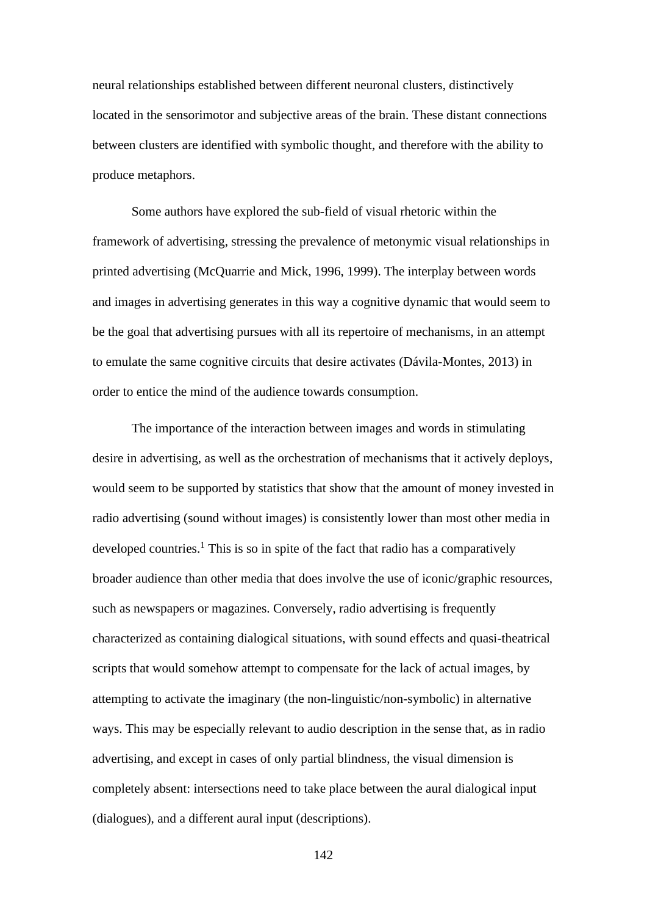neural relationships established between different neuronal clusters, distinctively located in the sensorimotor and subjective areas of the brain. These distant connections between clusters are identified with symbolic thought, and therefore with the ability to produce metaphors.

Some authors have explored the sub-field of visual rhetoric within the framework of advertising, stressing the prevalence of metonymic visual relationships in printed advertising (McQuarrie and Mick, 1996, 1999). The interplay between words and images in advertising generates in this way a cognitive dynamic that would seem to be the goal that advertising pursues with all its repertoire of mechanisms, in an attempt to emulate the same cognitive circuits that desire activates (Dávila-Montes, 2013) in order to entice the mind of the audience towards consumption.

The importance of the interaction between images and words in stimulating desire in advertising, as well as the orchestration of mechanisms that it actively deploys, would seem to be supported by statistics that show that the amount of money invested in radio advertising (sound without images) is consistently lower than most other media in developed countries.[1] This is so in spite of the fact that radio has a comparatively broader audience than other media that does involve the use of iconic/graphic resources, such as newspapers or magazines. Conversely, radio advertising is frequently characterized as containing dialogical situations, with sound effects and quasi-theatrical scripts that would somehow attempt to compensate for the lack of actual images, by attempting to activate the imaginary (the non-linguistic/non-symbolic) in alternative ways. This may be especially relevant to audio description in the sense that, as in radio advertising, and except in cases of only partial blindness, the visual dimension is completely absent: intersections need to take place between the aural dialogical input (dialogues), and a different aural input (descriptions).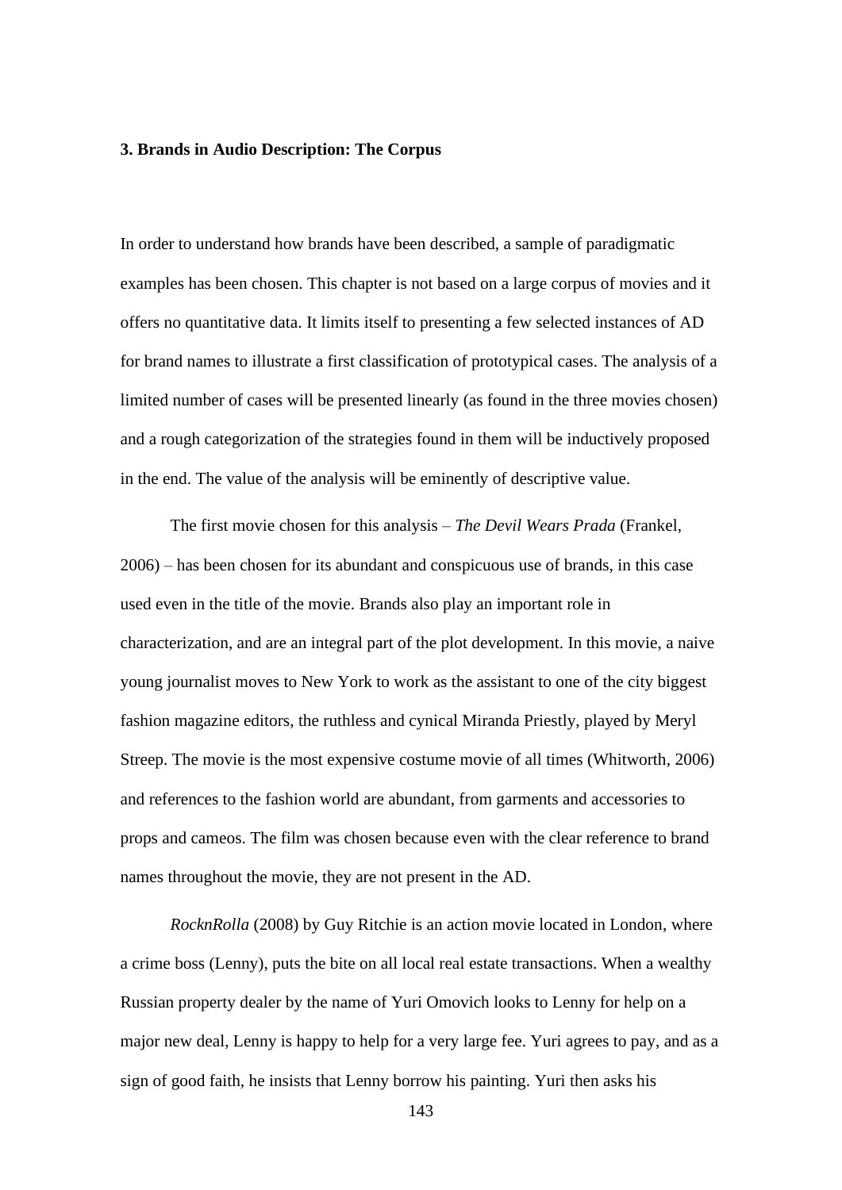## 3. Brands in Audio Description: The Corpus

In order to understand how brands have been described, a sample of paradigmatic examples has been chosen. This chapter is not based on a large corpus of movies and it offers no quantitative data. It limits itself to presenting a few selected instances of AD for brand names to illustrate a first classification of prototypical cases. The analysis of a limited number of cases will be presented linearly (as found in the three movies chosen) and a rough categorization of the strategies found in them will be inductively proposed in the end. The value of the analysis will be eminently of descriptive value.

The first movie chosen for this analysis – *The Devil Wears Prada* (Frankel, 2006) – has been chosen for its abundant and conspicuous use of brands, in this case used even in the title of the movie. Brands also play an important role in characterization, and are an integral part of the plot development. In this movie, a naive young journalist moves to New York to work as the assistant to one of the city biggest fashion magazine editors, the ruthless and cynical Miranda Priestly, played by Meryl Streep. The movie is the most expensive costume movie of all times (Whitworth, 2006) and references to the fashion world are abundant, from garments and accessories to props and cameos. The film was chosen because even with the clear reference to brand names throughout the movie, they are not present in the AD.

*RocknRolla* (2008) by Guy Ritchie is an action movie located in London, where a crime boss (Lenny), puts the bite on all local real estate transactions. When a wealthy Russian property dealer by the name of Yuri Omovich looks to Lenny for help on a major new deal, Lenny is happy to help for a very large fee. Yuri agrees to pay, and as a sign of good faith, he insists that Lenny borrow his painting. Yuri then asks his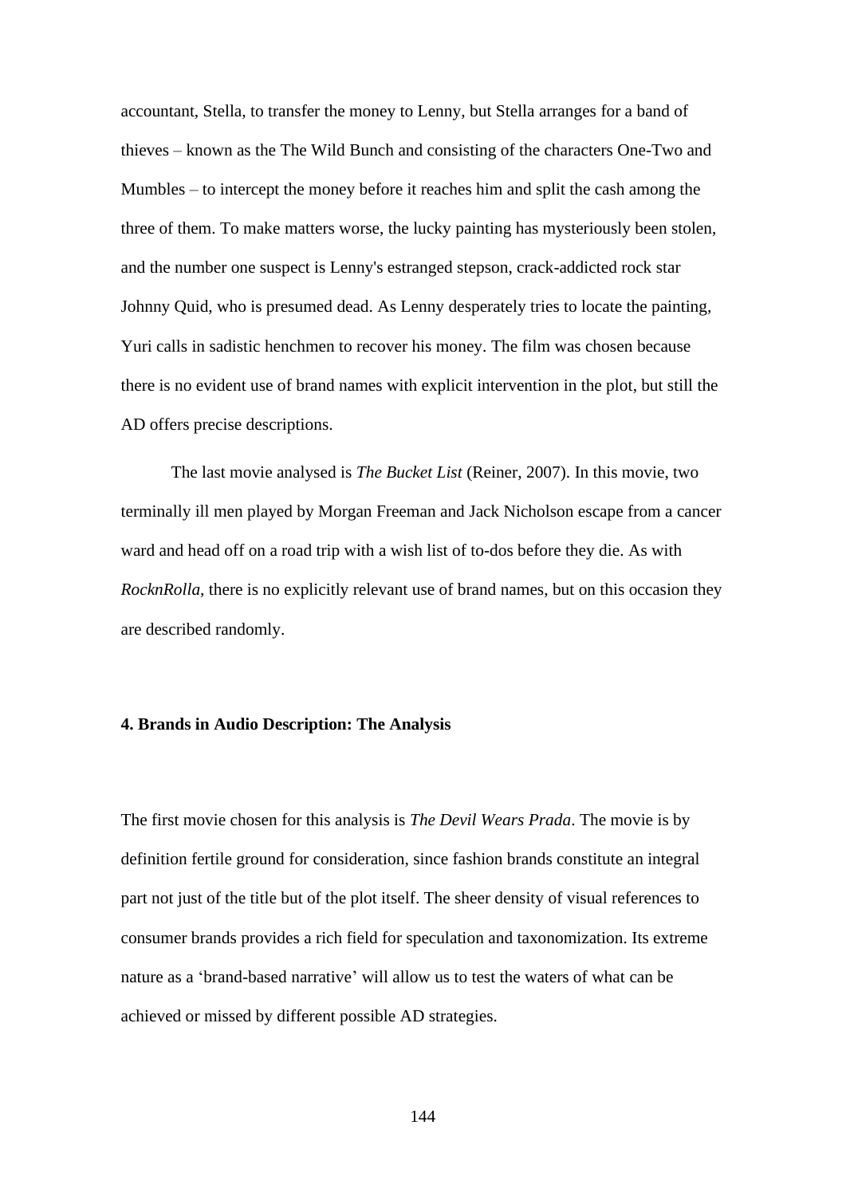accountant, Stella, to transfer the money to Lenny, but Stella arranges for a band of thieves – known as the The Wild Bunch and consisting of the characters One-Two and Mumbles – to intercept the money before it reaches him and split the cash among the three of them. To make matters worse, the lucky painting has mysteriously been stolen, and the number one suspect is Lenny's estranged stepson, crack-addicted rock star Johnny Quid, who is presumed dead. As Lenny desperately tries to locate the painting, Yuri calls in sadistic henchmen to recover his money. The film was chosen because there is no evident use of brand names with explicit intervention in the plot, but still the AD offers precise descriptions.

The last movie analysed is *The Bucket List* (Reiner, 2007). In this movie, two terminally ill men played by Morgan Freeman and Jack Nicholson escape from a cancer ward and head off on a road trip with a wish list of to-dos before they die. As with *RocknRolla*, there is no explicitly relevant use of brand names, but on this occasion they are described randomly.

### 4. Brands in Audio Description: The Analysis

The first movie chosen for this analysis is *The Devil Wears Prada*. The movie is by definition fertile ground for consideration, since fashion brands constitute an integral part not just of the title but of the plot itself. The sheer density of visual references to consumer brands provides a rich field for speculation and taxonomization. Its extreme nature as a 'brand-based narrative' will allow us to test the waters of what can be achieved or missed by different possible AD strategies.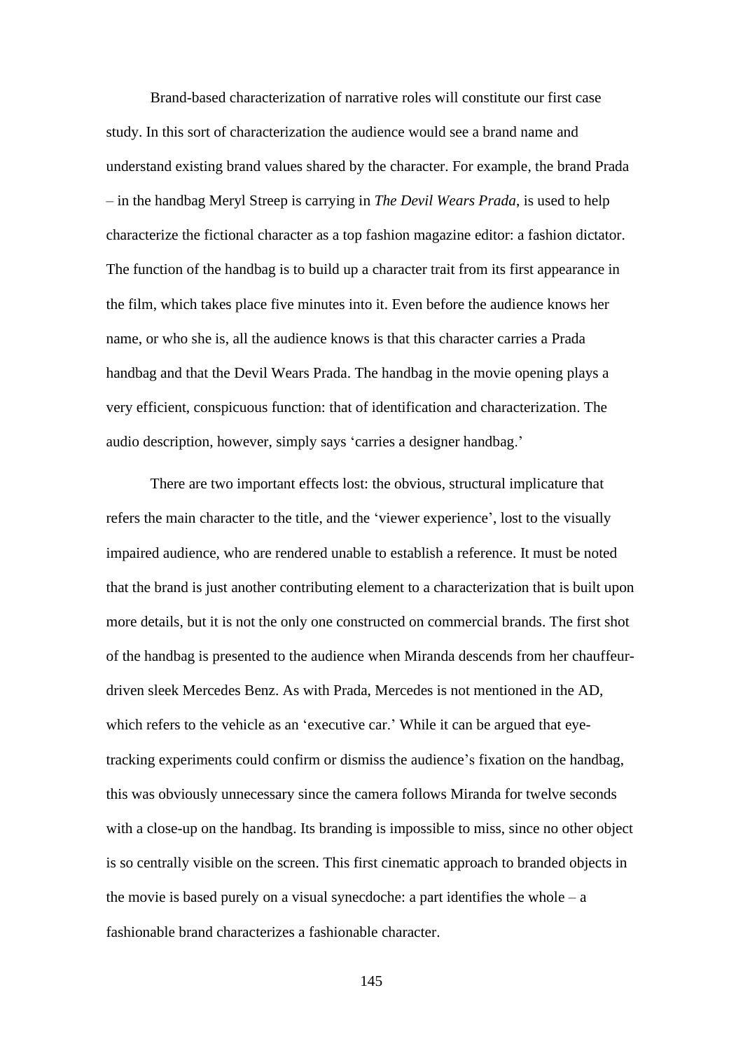Brand-based characterization of narrative roles will constitute our first case study. In this sort of characterization the audience would see a brand name and understand existing brand values shared by the character. For example, the brand Prada – in the handbag Meryl Streep is carrying in *The Devil Wears Prada*, is used to help characterize the fictional character as a top fashion magazine editor: a fashion dictator. The function of the handbag is to build up a character trait from its first appearance in the film, which takes place five minutes into it. Even before the audience knows her name, or who she is, all the audience knows is that this character carries a Prada handbag and that the Devil Wears Prada. The handbag in the movie opening plays a very efficient, conspicuous function: that of identification and characterization. The audio description, however, simply says 'carries a designer handbag.'

There are two important effects lost: the obvious, structural implicature that refers the main character to the title, and the 'viewer experience', lost to the visually impaired audience, who are rendered unable to establish a reference. It must be noted that the brand is just another contributing element to a characterization that is built upon more details, but it is not the only one constructed on commercial brands. The first shot of the handbag is presented to the audience when Miranda descends from her chauffeur-driven sleek Mercedes Benz. As with Prada, Mercedes is not mentioned in the AD, which refers to the vehicle as an 'executive car.' While it can be argued that eye-tracking experiments could confirm or dismiss the audience's fixation on the handbag, this was obviously unnecessary since the camera follows Miranda for twelve seconds with a close-up on the handbag. Its branding is impossible to miss, since no other object is so centrally visible on the screen. This first cinematic approach to branded objects in the movie is based purely on a visual synecdoche: a part identifies the whole – a fashionable brand characterizes a fashionable character.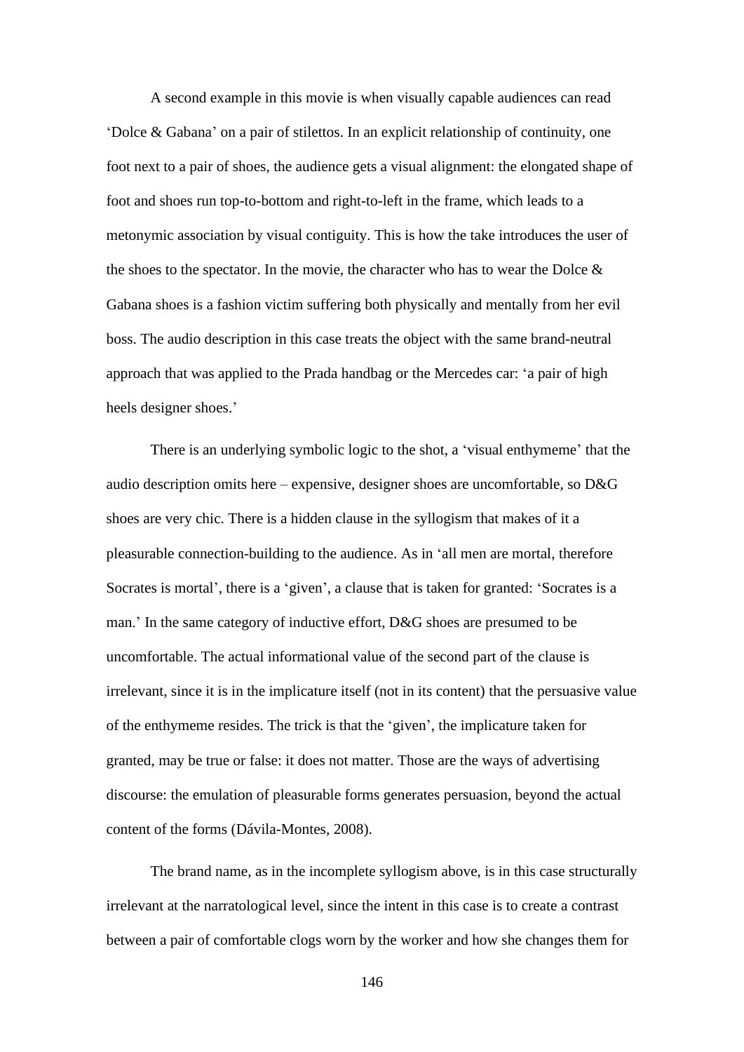A second example in this movie is when visually capable audiences can read 'Dolce & Gabana' on a pair of stilettos. In an explicit relationship of continuity, one foot next to a pair of shoes, the audience gets a visual alignment: the elongated shape of foot and shoes run top-to-bottom and right-to-left in the frame, which leads to a metonymic association by visual contiguity. This is how the take introduces the user of the shoes to the spectator. In the movie, the character who has to wear the Dolce & Gabana shoes is a fashion victim suffering both physically and mentally from her evil boss. The audio description in this case treats the object with the same brand-neutral approach that was applied to the Prada handbag or the Mercedes car: 'a pair of high heels designer shoes.'

There is an underlying symbolic logic to the shot, a 'visual enthymeme' that the audio description omits here – expensive, designer shoes are uncomfortable, so D&G shoes are very chic. There is a hidden clause in the syllogism that makes of it a pleasurable connection-building to the audience. As in 'all men are mortal, therefore Socrates is mortal', there is a 'given', a clause that is taken for granted: 'Socrates is a man.' In the same category of inductive effort, D&G shoes are presumed to be uncomfortable. The actual informational value of the second part of the clause is irrelevant, since it is in the implicature itself (not in its content) that the persuasive value of the enthymeme resides. The trick is that the 'given', the implicature taken for granted, may be true or false: it does not matter. Those are the ways of advertising discourse: the emulation of pleasurable forms generates persuasion, beyond the actual content of the forms (Dávila-Montes, 2008).

The brand name, as in the incomplete syllogism above, is in this case structurally irrelevant at the narratological level, since the intent in this case is to create a contrast between a pair of comfortable clogs worn by the worker and how she changes them for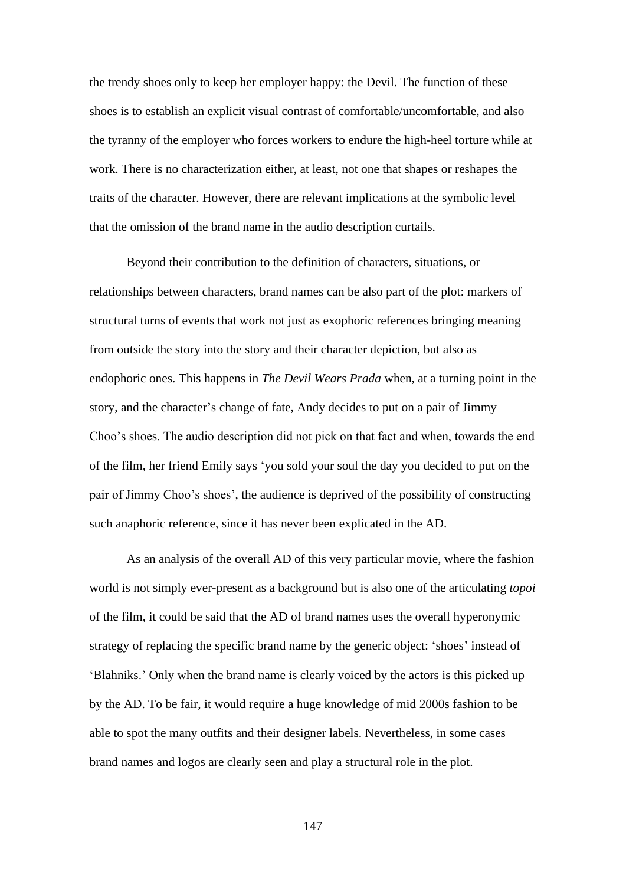the trendy shoes only to keep her employer happy: the Devil. The function of these shoes is to establish an explicit visual contrast of comfortable/uncomfortable, and also the tyranny of the employer who forces workers to endure the high-heel torture while at work. There is no characterization either, at least, not one that shapes or reshapes the traits of the character. However, there are relevant implications at the symbolic level that the omission of the brand name in the audio description curtails.

Beyond their contribution to the definition of characters, situations, or relationships between characters, brand names can be also part of the plot: markers of structural turns of events that work not just as exophoric references bringing meaning from outside the story into the story and their character depiction, but also as endophoric ones. This happens in *The Devil Wears Prada* when, at a turning point in the story, and the character's change of fate, Andy decides to put on a pair of Jimmy Choo's shoes. The audio description did not pick on that fact and when, towards the end of the film, her friend Emily says 'you sold your soul the day you decided to put on the pair of Jimmy Choo's shoes', the audience is deprived of the possibility of constructing such anaphoric reference, since it has never been explicated in the AD.

As an analysis of the overall AD of this very particular movie, where the fashion world is not simply ever-present as a background but is also one of the articulating *topoi* of the film, it could be said that the AD of brand names uses the overall hyperonymic strategy of replacing the specific brand name by the generic object: 'shoes' instead of 'Blahniks.' Only when the brand name is clearly voiced by the actors is this picked up by the AD. To be fair, it would require a huge knowledge of mid 2000s fashion to be able to spot the many outfits and their designer labels. Nevertheless, in some cases brand names and logos are clearly seen and play a structural role in the plot.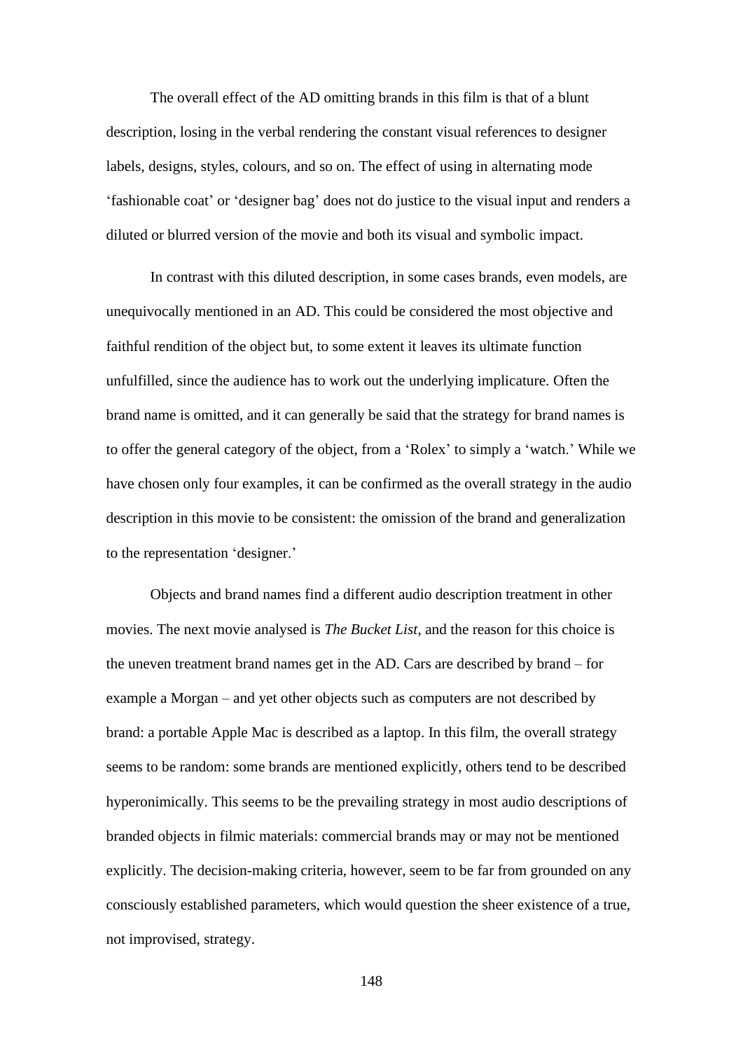The overall effect of the AD omitting brands in this film is that of a blunt description, losing in the verbal rendering the constant visual references to designer labels, designs, styles, colours, and so on. The effect of using in alternating mode ‘fashionable coat’ or ‘designer bag’ does not do justice to the visual input and renders a diluted or blurred version of the movie and both its visual and symbolic impact.

In contrast with this diluted description, in some cases brands, even models, are unequivocally mentioned in an AD. This could be considered the most objective and faithful rendition of the object but, to some extent it leaves its ultimate function unfulfilled, since the audience has to work out the underlying implicature. Often the brand name is omitted, and it can generally be said that the strategy for brand names is to offer the general category of the object, from a ‘Rolex’ to simply a ‘watch.’ While we have chosen only four examples, it can be confirmed as the overall strategy in the audio description in this movie to be consistent: the omission of the brand and generalization to the representation ‘designer.’

Objects and brand names find a different audio description treatment in other movies. The next movie analysed is *The Bucket List*, and the reason for this choice is the uneven treatment brand names get in the AD. Cars are described by brand – for example a Morgan – and yet other objects such as computers are not described by brand: a portable Apple Mac is described as a laptop. In this film, the overall strategy seems to be random: some brands are mentioned explicitly, others tend to be described hyperonimically. This seems to be the prevailing strategy in most audio descriptions of branded objects in filmic materials: commercial brands may or may not be mentioned explicitly. The decision-making criteria, however, seem to be far from grounded on any consciously established parameters, which would question the sheer existence of a true, not improvised, strategy.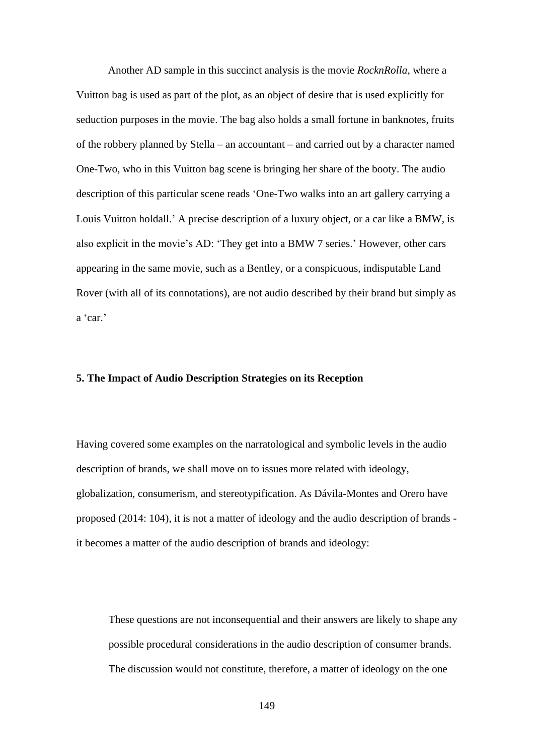Another AD sample in this succinct analysis is the movie *RocknRolla,* where a Vuitton bag is used as part of the plot, as an object of desire that is used explicitly for seduction purposes in the movie. The bag also holds a small fortune in banknotes, fruits of the robbery planned by Stella – an accountant – and carried out by a character named One-Two, who in this Vuitton bag scene is bringing her share of the booty. The audio description of this particular scene reads 'One-Two walks into an art gallery carrying a Louis Vuitton holdall.' A precise description of a luxury object, or a car like a BMW, is also explicit in the movie's AD: 'They get into a BMW 7 series.' However, other cars appearing in the same movie, such as a Bentley, or a conspicuous, indisputable Land Rover (with all of its connotations), are not audio described by their brand but simply as a 'car.'

## 5. The Impact of Audio Description Strategies on its Reception

Having covered some examples on the narratological and symbolic levels in the audio description of brands, we shall move on to issues more related with ideology, globalization, consumerism, and stereotypification. As Dávila-Montes and Orero have proposed (2014: 104), it is not a matter of ideology and the audio description of brands - it becomes a matter of the audio description of brands and ideology:

> These questions are not inconsequential and their answers are likely to shape any possible procedural considerations in the audio description of consumer brands. The discussion would not constitute, therefore, a matter of ideology on the one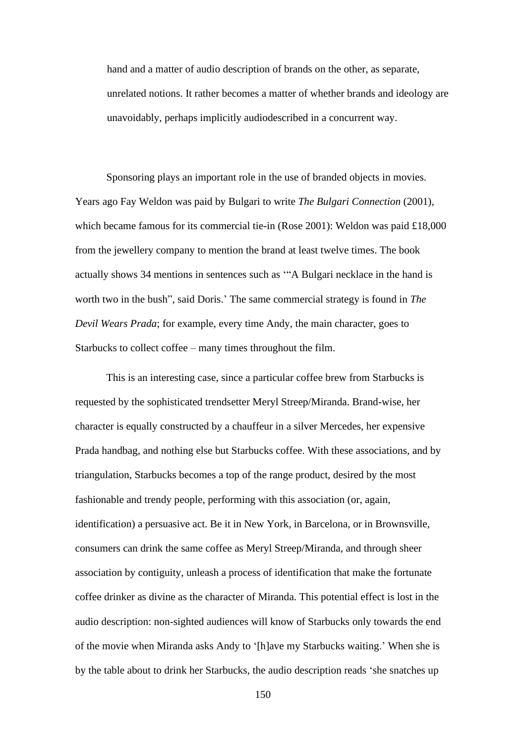hand and a matter of audio description of brands on the other, as separate, unrelated notions. It rather becomes a matter of whether brands and ideology are unavoidably, perhaps implicitly audiodescribed in a concurrent way.

Sponsoring plays an important role in the use of branded objects in movies. Years ago Fay Weldon was paid by Bulgari to write *The Bulgari Connection* (2001), which became famous for its commercial tie-in (Rose 2001): Weldon was paid £18,000 from the jewellery company to mention the brand at least twelve times. The book actually shows 34 mentions in sentences such as '"A Bulgari necklace in the hand is worth two in the bush", said Doris.' The same commercial strategy is found in *The Devil Wears Prada*; for example, every time Andy, the main character, goes to Starbucks to collect coffee – many times throughout the film.

This is an interesting case, since a particular coffee brew from Starbucks is requested by the sophisticated trendsetter Meryl Streep/Miranda. Brand-wise, her character is equally constructed by a chauffeur in a silver Mercedes, her expensive Prada handbag, and nothing else but Starbucks coffee. With these associations, and by triangulation, Starbucks becomes a top of the range product, desired by the most fashionable and trendy people, performing with this association (or, again, identification) a persuasive act. Be it in New York, in Barcelona, or in Brownsville, consumers can drink the same coffee as Meryl Streep/Miranda, and through sheer association by contiguity, unleash a process of identification that make the fortunate coffee drinker as divine as the character of Miranda. This potential effect is lost in the audio description: non-sighted audiences will know of Starbucks only towards the end of the movie when Miranda asks Andy to '[h]ave my Starbucks waiting.' When she is by the table about to drink her Starbucks, the audio description reads 'she snatches up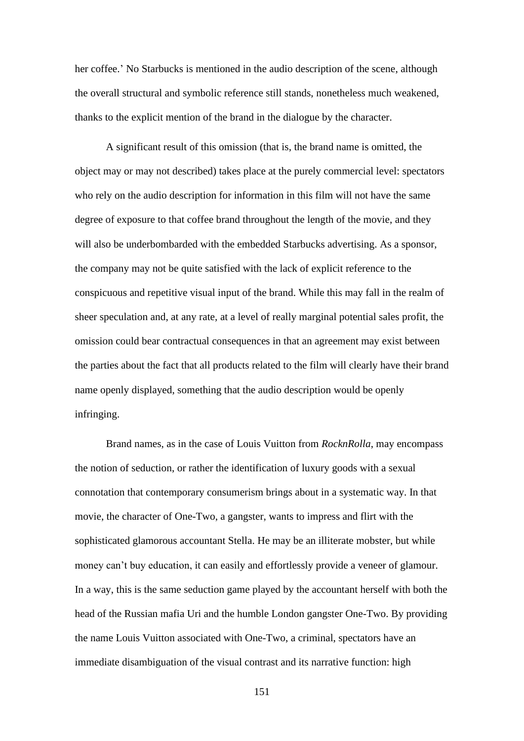her coffee.' No Starbucks is mentioned in the audio description of the scene, although the overall structural and symbolic reference still stands, nonetheless much weakened, thanks to the explicit mention of the brand in the dialogue by the character.

A significant result of this omission (that is, the brand name is omitted, the object may or may not described) takes place at the purely commercial level: spectators who rely on the audio description for information in this film will not have the same degree of exposure to that coffee brand throughout the length of the movie, and they will also be underbombarded with the embedded Starbucks advertising. As a sponsor, the company may not be quite satisfied with the lack of explicit reference to the conspicuous and repetitive visual input of the brand. While this may fall in the realm of sheer speculation and, at any rate, at a level of really marginal potential sales profit, the omission could bear contractual consequences in that an agreement may exist between the parties about the fact that all products related to the film will clearly have their brand name openly displayed, something that the audio description would be openly infringing.

Brand names, as in the case of Louis Vuitton from *RocknRolla*, may encompass the notion of seduction, or rather the identification of luxury goods with a sexual connotation that contemporary consumerism brings about in a systematic way. In that movie, the character of One-Two, a gangster, wants to impress and flirt with the sophisticated glamorous accountant Stella. He may be an illiterate mobster, but while money can't buy education, it can easily and effortlessly provide a veneer of glamour. In a way, this is the same seduction game played by the accountant herself with both the head of the Russian mafia Uri and the humble London gangster One-Two. By providing the name Louis Vuitton associated with One-Two, a criminal, spectators have an immediate disambiguation of the visual contrast and its narrative function: high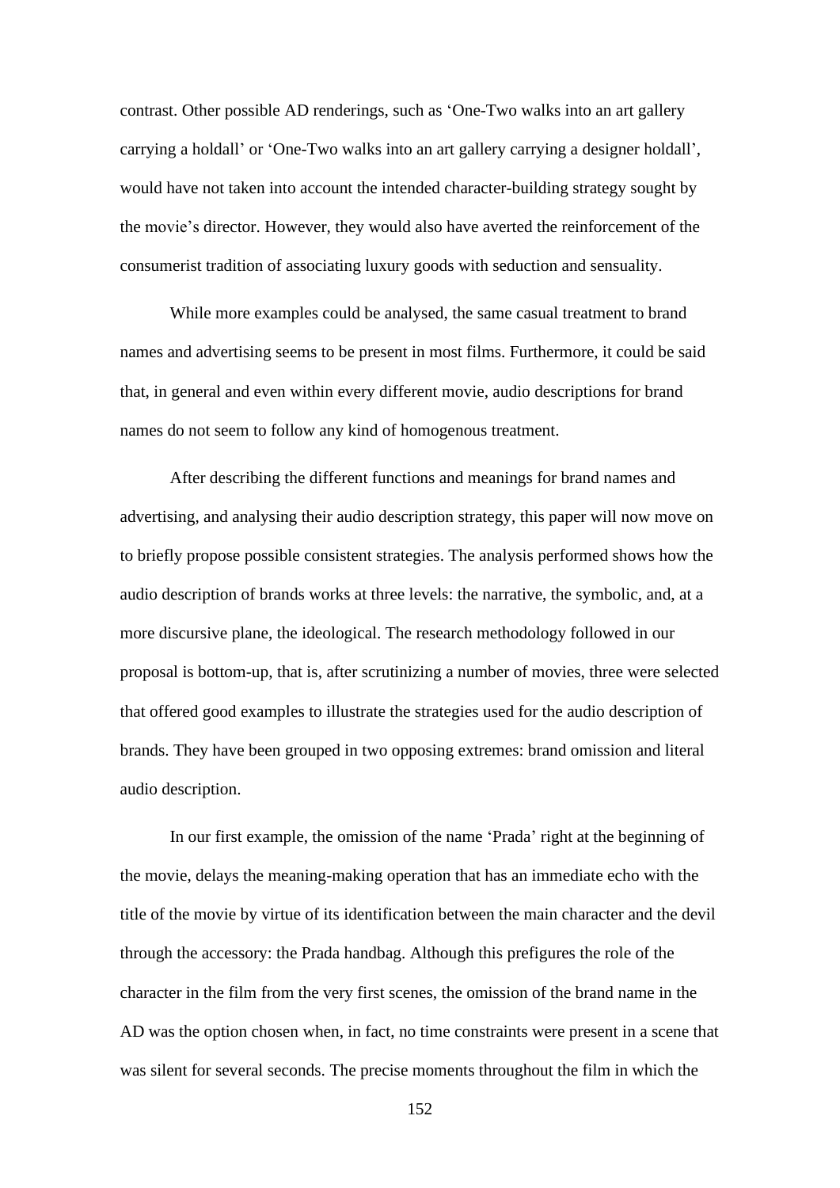contrast. Other possible AD renderings, such as 'One-Two walks into an art gallery carrying a holdall' or 'One-Two walks into an art gallery carrying a designer holdall', would have not taken into account the intended character-building strategy sought by the movie's director. However, they would also have averted the reinforcement of the consumerist tradition of associating luxury goods with seduction and sensuality.

While more examples could be analysed, the same casual treatment to brand names and advertising seems to be present in most films. Furthermore, it could be said that, in general and even within every different movie, audio descriptions for brand names do not seem to follow any kind of homogenous treatment.

After describing the different functions and meanings for brand names and advertising, and analysing their audio description strategy, this paper will now move on to briefly propose possible consistent strategies. The analysis performed shows how the audio description of brands works at three levels: the narrative, the symbolic, and, at a more discursive plane, the ideological. The research methodology followed in our proposal is bottom-up, that is, after scrutinizing a number of movies, three were selected that offered good examples to illustrate the strategies used for the audio description of brands. They have been grouped in two opposing extremes: brand omission and literal audio description.

In our first example, the omission of the name 'Prada' right at the beginning of the movie, delays the meaning-making operation that has an immediate echo with the title of the movie by virtue of its identification between the main character and the devil through the accessory: the Prada handbag. Although this prefigures the role of the character in the film from the very first scenes, the omission of the brand name in the AD was the option chosen when, in fact, no time constraints were present in a scene that was silent for several seconds. The precise moments throughout the film in which the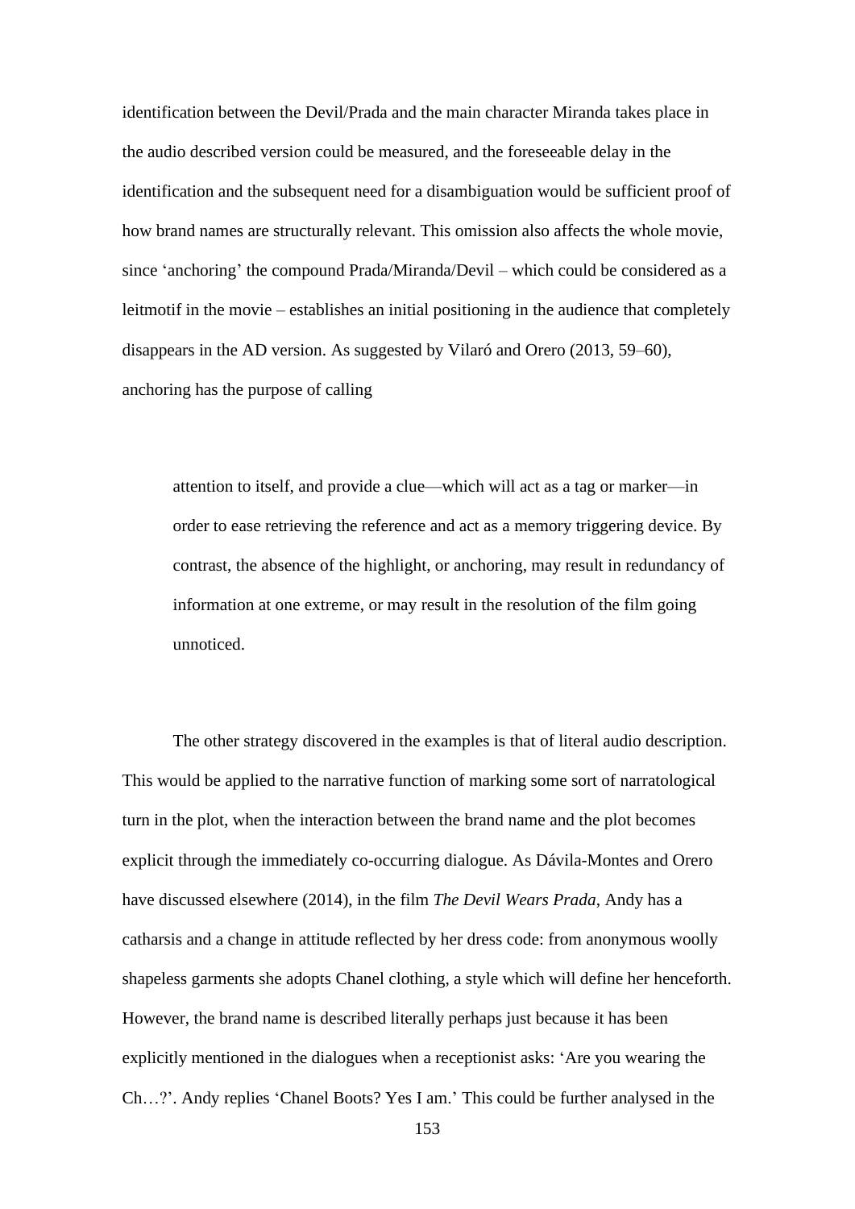identification between the Devil/Prada and the main character Miranda takes place in the audio described version could be measured, and the foreseeable delay in the identification and the subsequent need for a disambiguation would be sufficient proof of how brand names are structurally relevant. This omission also affects the whole movie, since 'anchoring' the compound Prada/Miranda/Devil – which could be considered as a leitmotif in the movie – establishes an initial positioning in the audience that completely disappears in the AD version. As suggested by Vilaró and Orero (2013, 59–60), anchoring has the purpose of calling

> attention to itself, and provide a clue—which will act as a tag or marker—in order to ease retrieving the reference and act as a memory triggering device. By contrast, the absence of the highlight, or anchoring, may result in redundancy of information at one extreme, or may result in the resolution of the film going unnoticed.

The other strategy discovered in the examples is that of literal audio description. This would be applied to the narrative function of marking some sort of narratological turn in the plot, when the interaction between the brand name and the plot becomes explicit through the immediately co-occurring dialogue. As Dávila-Montes and Orero have discussed elsewhere (2014), in the film *The Devil Wears Prada*, Andy has a catharsis and a change in attitude reflected by her dress code: from anonymous woolly shapeless garments she adopts Chanel clothing, a style which will define her henceforth. However, the brand name is described literally perhaps just because it has been explicitly mentioned in the dialogues when a receptionist asks: 'Are you wearing the Ch…?'. Andy replies 'Chanel Boots? Yes I am.' This could be further analysed in the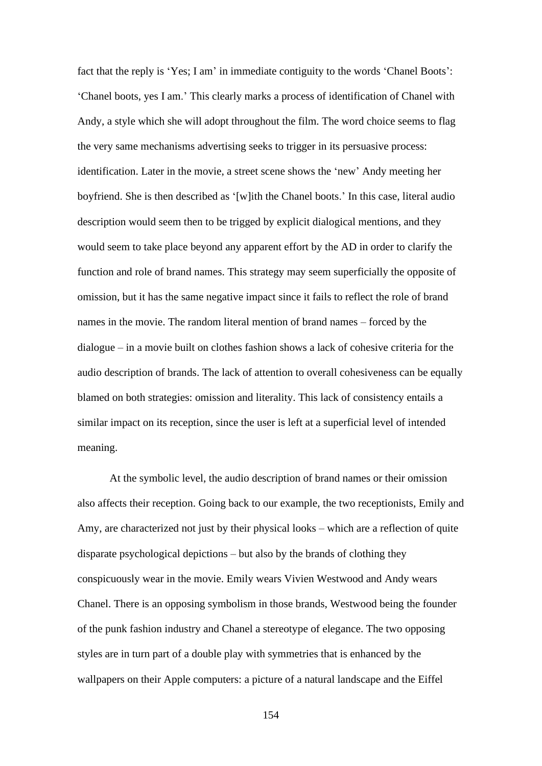fact that the reply is 'Yes; I am' in immediate contiguity to the words 'Chanel Boots': 'Chanel boots, yes I am.' This clearly marks a process of identification of Chanel with Andy, a style which she will adopt throughout the film. The word choice seems to flag the very same mechanisms advertising seeks to trigger in its persuasive process: identification. Later in the movie, a street scene shows the 'new' Andy meeting her boyfriend. She is then described as '[w]ith the Chanel boots.' In this case, literal audio description would seem then to be trigged by explicit dialogical mentions, and they would seem to take place beyond any apparent effort by the AD in order to clarify the function and role of brand names. This strategy may seem superficially the opposite of omission, but it has the same negative impact since it fails to reflect the role of brand names in the movie. The random literal mention of brand names – forced by the dialogue – in a movie built on clothes fashion shows a lack of cohesive criteria for the audio description of brands. The lack of attention to overall cohesiveness can be equally blamed on both strategies: omission and literality. This lack of consistency entails a similar impact on its reception, since the user is left at a superficial level of intended meaning.

At the symbolic level, the audio description of brand names or their omission also affects their reception. Going back to our example, the two receptionists, Emily and Amy, are characterized not just by their physical looks – which are a reflection of quite disparate psychological depictions – but also by the brands of clothing they conspicuously wear in the movie. Emily wears Vivien Westwood and Andy wears Chanel. There is an opposing symbolism in those brands, Westwood being the founder of the punk fashion industry and Chanel a stereotype of elegance. The two opposing styles are in turn part of a double play with symmetries that is enhanced by the wallpapers on their Apple computers: a picture of a natural landscape and the Eiffel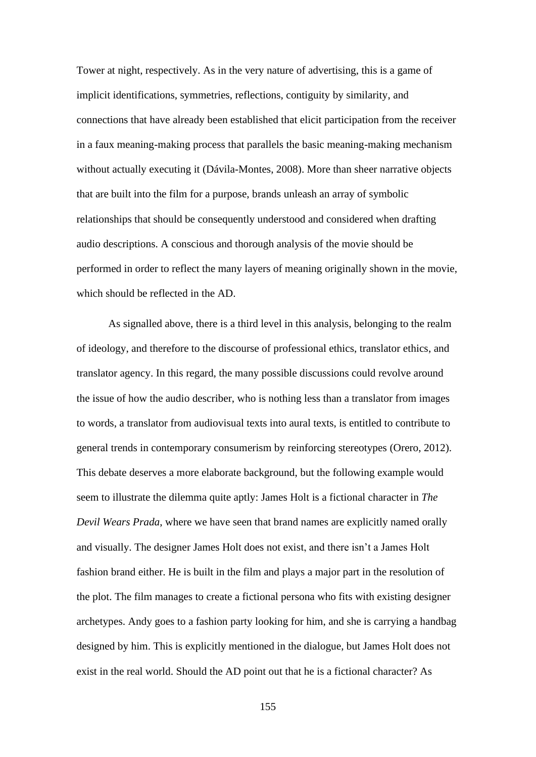Tower at night, respectively. As in the very nature of advertising, this is a game of implicit identifications, symmetries, reflections, contiguity by similarity, and connections that have already been established that elicit participation from the receiver in a faux meaning-making process that parallels the basic meaning-making mechanism without actually executing it (Dávila-Montes, 2008). More than sheer narrative objects that are built into the film for a purpose, brands unleash an array of symbolic relationships that should be consequently understood and considered when drafting audio descriptions. A conscious and thorough analysis of the movie should be performed in order to reflect the many layers of meaning originally shown in the movie, which should be reflected in the AD.

As signalled above, there is a third level in this analysis, belonging to the realm of ideology, and therefore to the discourse of professional ethics, translator ethics, and translator agency. In this regard, the many possible discussions could revolve around the issue of how the audio describer, who is nothing less than a translator from images to words, a translator from audiovisual texts into aural texts, is entitled to contribute to general trends in contemporary consumerism by reinforcing stereotypes (Orero, 2012). This debate deserves a more elaborate background, but the following example would seem to illustrate the dilemma quite aptly: James Holt is a fictional character in *The Devil Wears Prada*, where we have seen that brand names are explicitly named orally and visually. The designer James Holt does not exist, and there isn't a James Holt fashion brand either. He is built in the film and plays a major part in the resolution of the plot. The film manages to create a fictional persona who fits with existing designer archetypes. Andy goes to a fashion party looking for him, and she is carrying a handbag designed by him. This is explicitly mentioned in the dialogue, but James Holt does not exist in the real world. Should the AD point out that he is a fictional character? As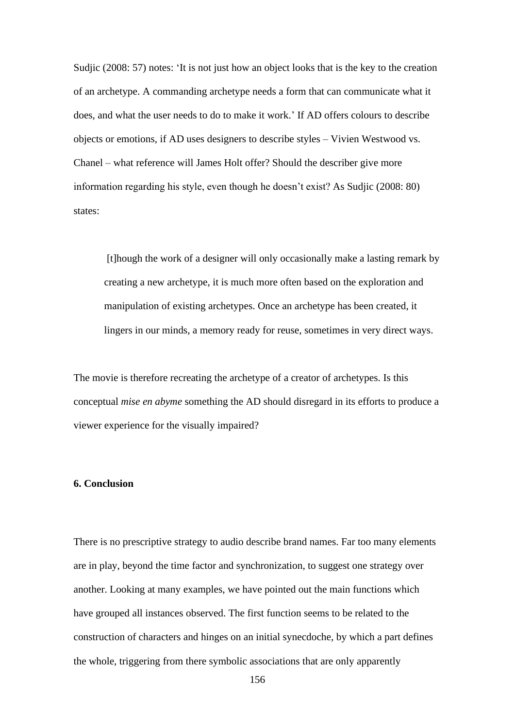Sudjic (2008: 57) notes: 'It is not just how an object looks that is the key to the creation of an archetype. A commanding archetype needs a form that can communicate what it does, and what the user needs to do to make it work.' If AD offers colours to describe objects or emotions, if AD uses designers to describe styles – Vivien Westwood vs. Chanel – what reference will James Holt offer? Should the describer give more information regarding his style, even though he doesn't exist? As Sudjic (2008: 80) states:

> [t]hough the work of a designer will only occasionally make a lasting remark by creating a new archetype, it is much more often based on the exploration and manipulation of existing archetypes. Once an archetype has been created, it lingers in our minds, a memory ready for reuse, sometimes in very direct ways.

The movie is therefore recreating the archetype of a creator of archetypes. Is this conceptual *mise en abyme* something the AD should disregard in its efforts to produce a viewer experience for the visually impaired?

## 6. Conclusion

There is no prescriptive strategy to audio describe brand names. Far too many elements are in play, beyond the time factor and synchronization, to suggest one strategy over another. Looking at many examples, we have pointed out the main functions which have grouped all instances observed. The first function seems to be related to the construction of characters and hinges on an initial synecdoche, by which a part defines the whole, triggering from there symbolic associations that are only apparently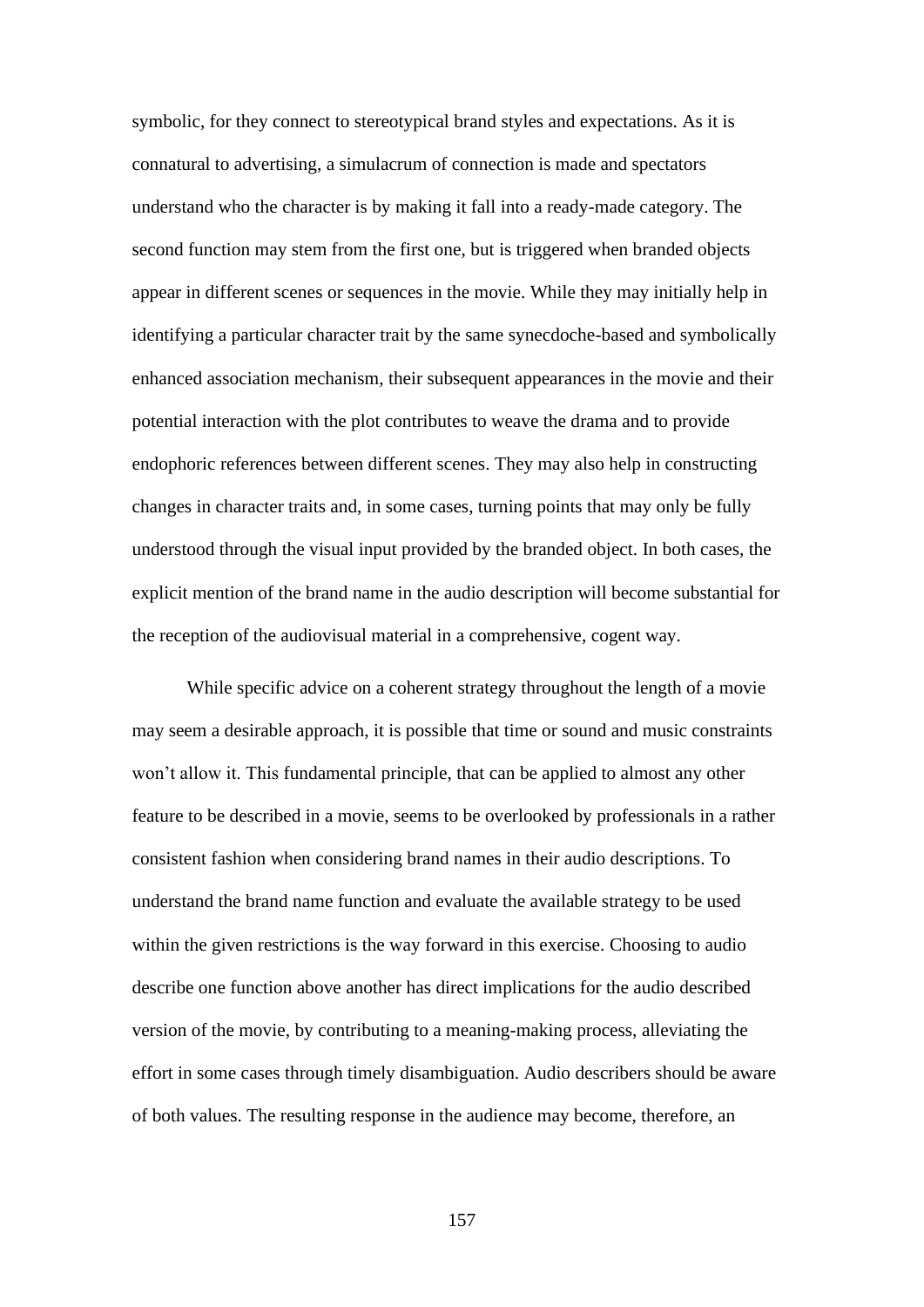symbolic, for they connect to stereotypical brand styles and expectations. As it is connatural to advertising, a simulacrum of connection is made and spectators understand who the character is by making it fall into a ready-made category. The second function may stem from the first one, but is triggered when branded objects appear in different scenes or sequences in the movie. While they may initially help in identifying a particular character trait by the same synecdoche-based and symbolically enhanced association mechanism, their subsequent appearances in the movie and their potential interaction with the plot contributes to weave the drama and to provide endophoric references between different scenes. They may also help in constructing changes in character traits and, in some cases, turning points that may only be fully understood through the visual input provided by the branded object. In both cases, the explicit mention of the brand name in the audio description will become substantial for the reception of the audiovisual material in a comprehensive, cogent way.

While specific advice on a coherent strategy throughout the length of a movie may seem a desirable approach, it is possible that time or sound and music constraints won't allow it. This fundamental principle, that can be applied to almost any other feature to be described in a movie, seems to be overlooked by professionals in a rather consistent fashion when considering brand names in their audio descriptions. To understand the brand name function and evaluate the available strategy to be used within the given restrictions is the way forward in this exercise. Choosing to audio describe one function above another has direct implications for the audio described version of the movie, by contributing to a meaning-making process, alleviating the effort in some cases through timely disambiguation. Audio describers should be aware of both values. The resulting response in the audience may become, therefore, an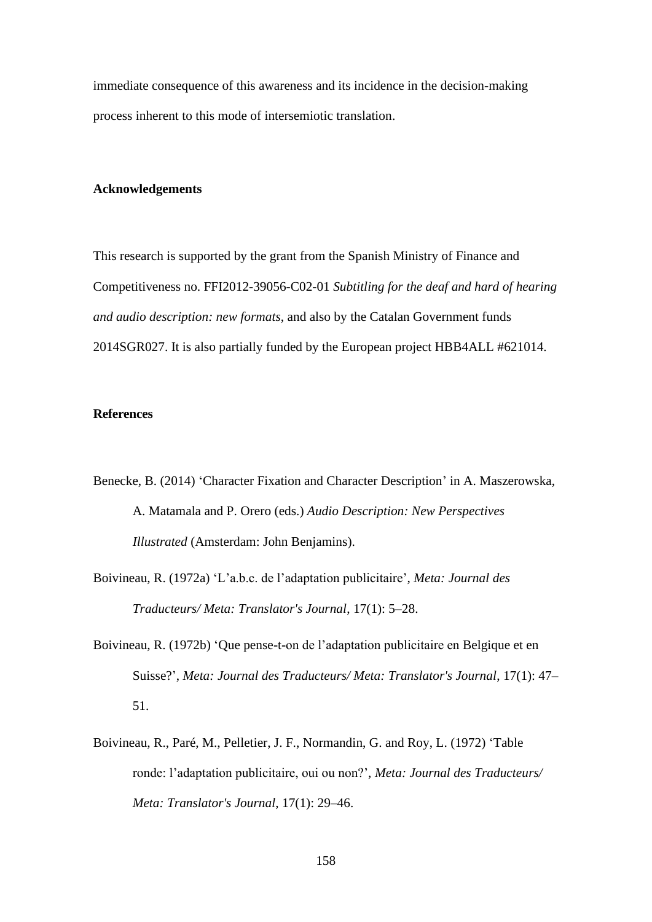immediate consequence of this awareness and its incidence in the decision-making process inherent to this mode of intersemiotic translation.

## Acknowledgements

This research is supported by the grant from the Spanish Ministry of Finance and Competitiveness no. FFI2012-39056-C02-01 *Subtitling for the deaf and hard of hearing and audio description: new formats*, and also by the Catalan Government funds 2014SGR027. It is also partially funded by the European project HBB4ALL #621014.

## References

Benecke, B. (2014) 'Character Fixation and Character Description' in A. Maszerowska, A. Matamala and P. Orero (eds.) *Audio Description: New Perspectives Illustrated* (Amsterdam: John Benjamins).

Boivineau, R. (1972a) 'L'a.b.c. de l'adaptation publicitaire', *Meta: Journal des Traducteurs/ Meta: Translator's Journal*, 17(1): 5–28.

Boivineau, R. (1972b) 'Que pense-t-on de l'adaptation publicitaire en Belgique et en Suisse?', *Meta: Journal des Traducteurs/ Meta: Translator's Journal*, 17(1): 47–51.

Boivineau, R., Paré, M., Pelletier, J. F., Normandin, G. and Roy, L. (1972) 'Table ronde: l'adaptation publicitaire, oui ou non?', *Meta: Journal des Traducteurs/ Meta: Translator's Journal*, 17(1): 29–46.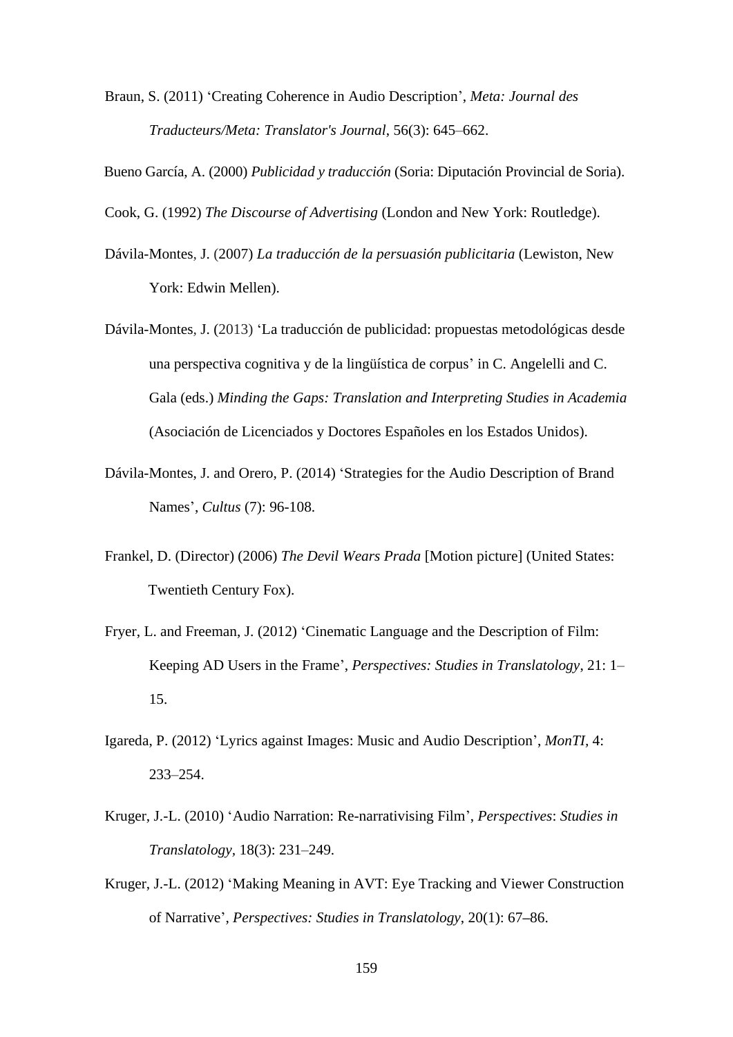Braun, S. (2011) ‘Creating Coherence in Audio Description’, *Meta: Journal des Traducteurs/Meta: Translator's Journal*, 56(3): 645–662.

Bueno García, A. (2000) *Publicidad y traducción* (Soria: Diputación Provincial de Soria).

Cook, G. (1992) *The Discourse of Advertising* (London and New York: Routledge).

Dávila-Montes, J. (2007) *La traducción de la persuasión publicitaria* (Lewiston, New York: Edwin Mellen).

Dávila-Montes, J. (2013) ‘La traducción de publicidad: propuestas metodológicas desde una perspectiva cognitiva y de la lingüística de corpus’ in C. Angelelli and C. Gala (eds.) *Minding the Gaps: Translation and Interpreting Studies in Academia* (Asociación de Licenciados y Doctores Españoles en los Estados Unidos).

Dávila-Montes, J. and Orero, P. (2014) ‘Strategies for the Audio Description of Brand Names’, *Cultus* (7): 96-108.

Frankel, D. (Director) (2006) *The Devil Wears Prada* [Motion picture] (United States: Twentieth Century Fox).

Fryer, L. and Freeman, J. (2012) ‘Cinematic Language and the Description of Film: Keeping AD Users in the Frame’, *Perspectives: Studies in Translatology*, 21: 1–15.

Igareda, P. (2012) ‘Lyrics against Images: Music and Audio Description’, *MonTI,* 4: 233–254.

Kruger, J.-L. (2010) ‘Audio Narration: Re-narrativising Film’, *Perspectives*: *Studies in Translatology*, 18(3): 231–249.

Kruger, J.-L. (2012) ‘Making Meaning in AVT: Eye Tracking and Viewer Construction of Narrative’, *Perspectives: Studies in Translatology*, 20(1): 67–86.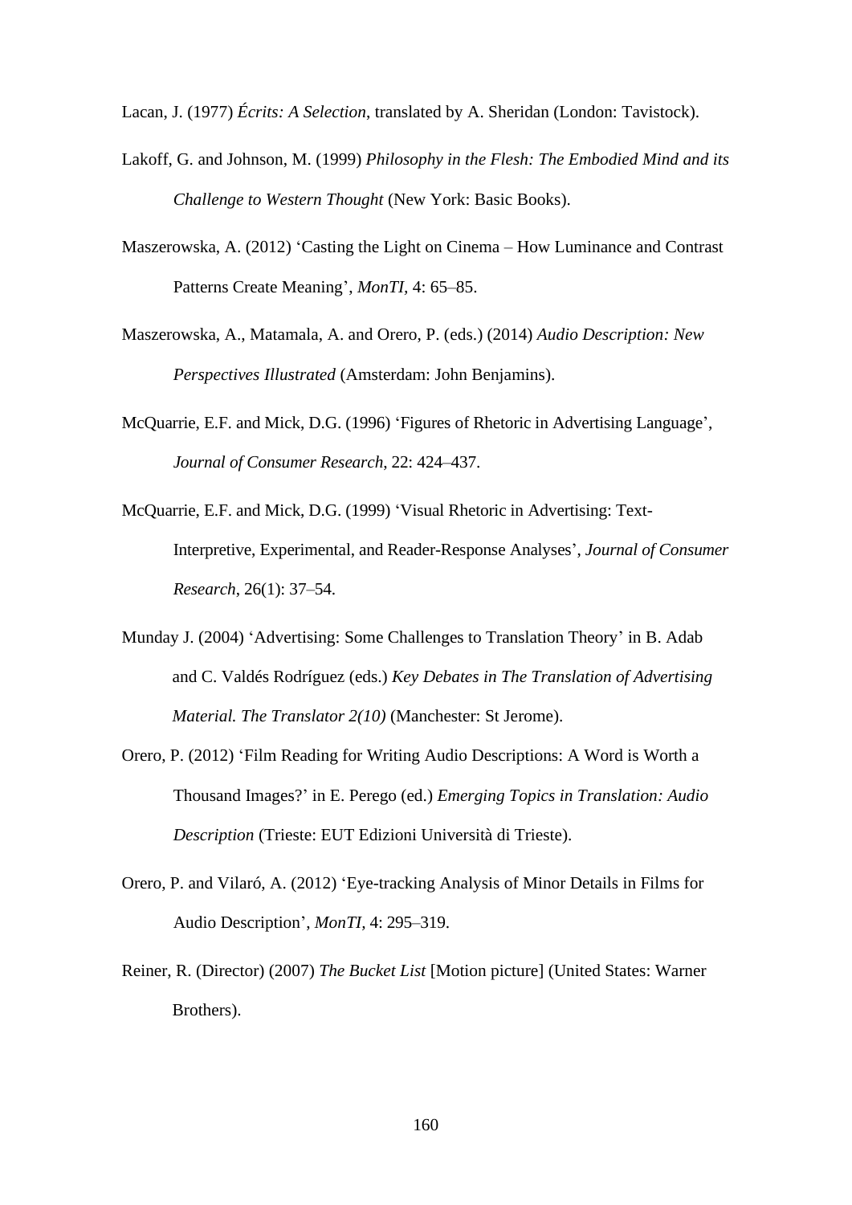Lacan, J. (1977) *Écrits: A Selection*, translated by A. Sheridan (London: Tavistock).

Lakoff, G. and Johnson, M. (1999) *Philosophy in the Flesh: The Embodied Mind and its Challenge to Western Thought* (New York: Basic Books).

Maszerowska, A. (2012) 'Casting the Light on Cinema – How Luminance and Contrast Patterns Create Meaning', *MonTI*, 4: 65–85.

Maszerowska, A., Matamala, A. and Orero, P. (eds.) (2014) *Audio Description: New Perspectives Illustrated* (Amsterdam: John Benjamins).

McQuarrie, E.F. and Mick, D.G. (1996) 'Figures of Rhetoric in Advertising Language', *Journal of Consumer Research*, 22: 424–437.

McQuarrie, E.F. and Mick, D.G. (1999) 'Visual Rhetoric in Advertising: Text-Interpretive, Experimental, and Reader-Response Analyses', *Journal of Consumer Research*, 26(1): 37–54.

Munday J. (2004) 'Advertising: Some Challenges to Translation Theory' in B. Adab and C. Valdés Rodríguez (eds.) *Key Debates in The Translation of Advertising Material. The Translator 2(10)* (Manchester: St Jerome).

Orero, P. (2012) 'Film Reading for Writing Audio Descriptions: A Word is Worth a Thousand Images?' in E. Perego (ed.) *Emerging Topics in Translation: Audio Description* (Trieste: EUT Edizioni Università di Trieste).

Orero, P. and Vilaró, A. (2012) 'Eye-tracking Analysis of Minor Details in Films for Audio Description', *MonTI*, 4: 295–319.

Reiner, R. (Director) (2007) *The Bucket List* [Motion picture] (United States: Warner Brothers).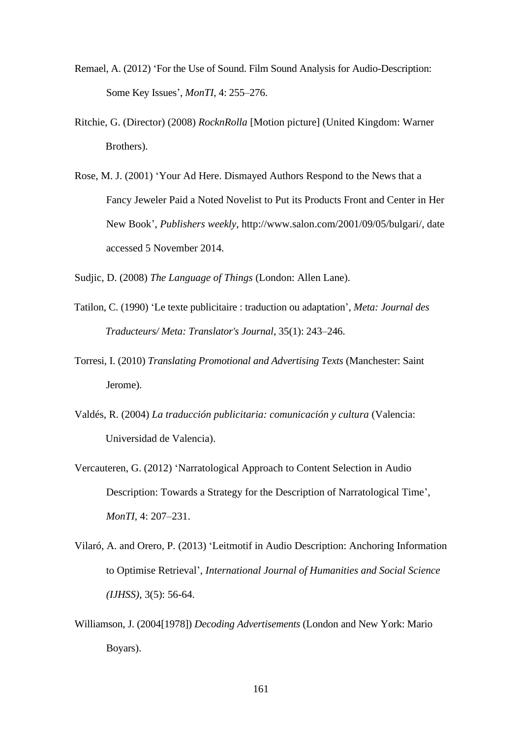Remael, A. (2012) 'For the Use of Sound. Film Sound Analysis for Audio-Description: Some Key Issues', *MonTI*, 4: 255–276.

Ritchie, G. (Director) (2008) *RocknRolla* [Motion picture] (United Kingdom: Warner Brothers).

Rose, M. J. (2001) 'Your Ad Here. Dismayed Authors Respond to the News that a Fancy Jeweler Paid a Noted Novelist to Put its Products Front and Center in Her New Book', *Publishers weekly*, http://www.salon.com/2001/09/05/bulgari/, date accessed 5 November 2014.

Sudjic, D. (2008) *The Language of Things* (London: Allen Lane).

Tatilon, C. (1990) 'Le texte publicitaire : traduction ou adaptation', *Meta: Journal des Traducteurs/ Meta: Translator's Journal*, 35(1): 243–246.

Torresi, I. (2010) *Translating Promotional and Advertising Texts* (Manchester: Saint Jerome).

Valdés, R. (2004) *La traducción publicitaria: comunicación y cultura* (Valencia: Universidad de Valencia).

Vercauteren, G. (2012) 'Narratological Approach to Content Selection in Audio Description: Towards a Strategy for the Description of Narratological Time', *MonTI*, 4: 207–231.

Vilaró, A. and Orero, P. (2013) 'Leitmotif in Audio Description: Anchoring Information to Optimise Retrieval', *International Journal of Humanities and Social Science (IJHSS)*, 3(5): 56-64.

Williamson, J. (2004[1978]) *Decoding Advertisements* (London and New York: Mario Boyars).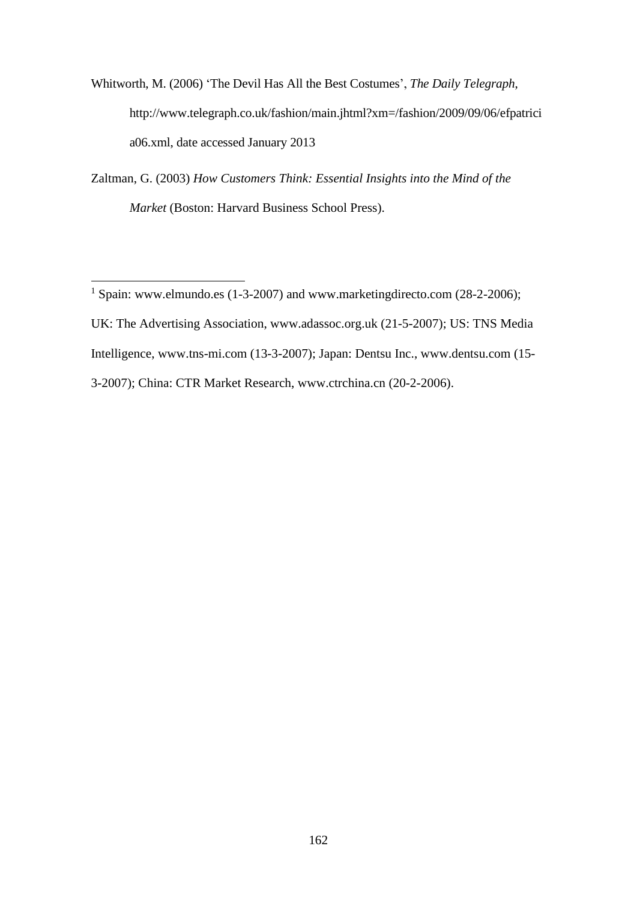Whitworth, M. (2006) 'The Devil Has All the Best Costumes', *The Daily Telegraph*, http://www.telegraph.co.uk/fashion/main.jhtml?xm=/fashion/2009/09/06/efpatricia06.xml, date accessed January 2013

Zaltman, G. (2003) *How Customers Think: Essential Insights into the Mind of the Market* (Boston: Harvard Business School Press).

---

[1] Spain: www.elmundo.es (1-3-2007) and www.marketingdirecto.com (28-2-2006); UK: The Advertising Association, www.adassoc.org.uk (21-5-2007); US: TNS Media Intelligence, www.tns-mi.com (13-3-2007); Japan: Dentsu Inc., www.dentsu.com (15-3-2007); China: CTR Market Research, www.ctrchina.cn (20-2-2006).